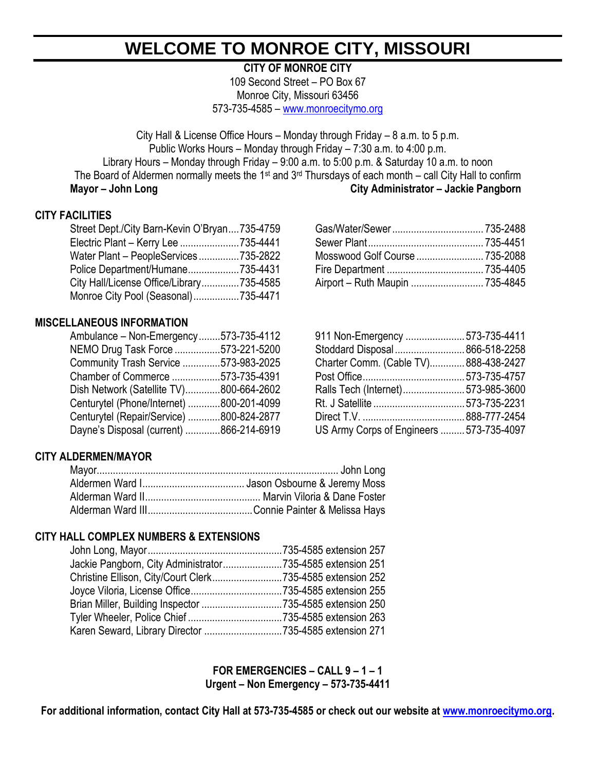# WELCOME TO MONROE CITY, MISSOURI

**CITY OF MONROE CITY**
109 Second Street – PO Box 67
Monroe City, Missouri 63456
573-735-4585 – www.monroecitymo.org

City Hall & License Office Hours – Monday through Friday – 8 a.m. to 5 p.m.
Public Works Hours – Monday through Friday – 7:30 a.m. to 4:00 p.m.
Library Hours – Monday through Friday – 9:00 a.m. to 5:00 p.m. & Saturday 10 a.m. to noon
The Board of Aldermen normally meets the 1st and 3rd Thursdays of each month – call City Hall to confirm

**Mayor – John Long** **City Administrator – Jackie Pangborn**

## CITY FACILITIES

Street Dept./City Barn-Kevin O'Bryan....735-4759
Electric Plant – Kerry Lee ......................735-4441
Water Plant – PeopleServices ...............735-2822
Police Department/Humane...................735-4431
City Hall/License Office/Library..............735-4585
Monroe City Pool (Seasonal).................735-4471
Gas/Water/Sewer .................................735-2488
Sewer Plant..........................................735-4451
Mosswood Golf Course .........................735-2088
Fire Department ...................................735-4405
Airport – Ruth Maupin ..........................735-4845

## MISCELLANEOUS INFORMATION

Ambulance – Non-Emergency........573-735-4112
NEMO Drug Task Force .................573-221-5200
Community Trash Service ..............573-983-2025
Chamber of Commerce ..................573-735-4391
Dish Network (Satellite TV).............800-664-2602
Centurytel (Phone/Internet) ............800-201-4099
Centurytel (Repair/Service) ............800-824-2877
Dayne's Disposal (current) .............866-214-6919
911 Non-Emergency ......................573-735-4411
Stoddard Disposal..........................866-518-2258
Charter Comm. (Cable TV).............888-438-2427
Post Office.....................................573-735-4757
Ralls Tech (Internet).......................573-985-3600
Rt. J Satellite .................................573-735-2231
Direct T.V. .....................................888-777-2454
US Army Corps of Engineers .........573-735-4097

## CITY ALDERMEN/MAYOR

Mayor........................................................................................ John Long
Aldermen Ward I...................................... Jason Osbourne & Jeremy Moss
Alderman Ward II........................................... Marvin Viloria & Dane Foster
Alderman Ward III.......................................Connie Painter & Melissa Hays

## CITY HALL COMPLEX NUMBERS & EXTENSIONS

John Long, Mayor..................................................735-4585 extension 257
Jackie Pangborn, City Administrator......................735-4585 extension 251
Christine Ellison, City/Court Clerk..........................735-4585 extension 252
Joyce Viloria, License Office..................................735-4585 extension 255
Brian Miller, Building Inspector ..............................735-4585 extension 250
Tyler Wheeler, Police Chief ...................................735-4585 extension 263
Karen Seward, Library Director .............................735-4585 extension 271

**FOR EMERGENCIES – CALL 9 – 1 – 1**
**Urgent – Non Emergency – 573-735-4411**

**For additional information, contact City Hall at 573-735-4585 or check out our website at www.monroecitymo.org.**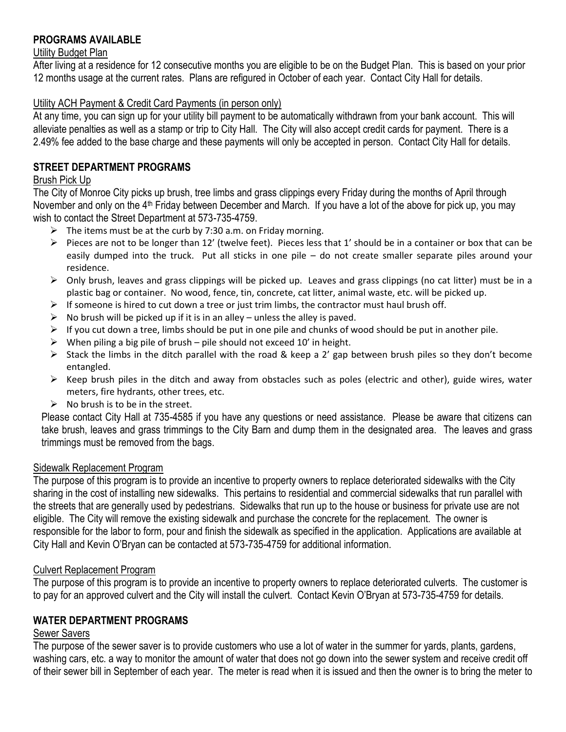## PROGRAMS AVAILABLE

Utility Budget Plan

After living at a residence for 12 consecutive months you are eligible to be on the Budget Plan. This is based on your prior 12 months usage at the current rates. Plans are refigured in October of each year. Contact City Hall for details.

Utility ACH Payment & Credit Card Payments (in person only)

At any time, you can sign up for your utility bill payment to be automatically withdrawn from your bank account. This will alleviate penalties as well as a stamp or trip to City Hall. The City will also accept credit cards for payment. There is a 2.49% fee added to the base charge and these payments will only be accepted in person. Contact City Hall for details.

## STREET DEPARTMENT PROGRAMS

Brush Pick Up

The City of Monroe City picks up brush, tree limbs and grass clippings every Friday during the months of April through November and only on the 4th Friday between December and March. If you have a lot of the above for pick up, you may wish to contact the Street Department at 573-735-4759.

- The items must be at the curb by 7:30 a.m. on Friday morning.
- Pieces are not to be longer than 12' (twelve feet). Pieces less that 1' should be in a container or box that can be easily dumped into the truck. Put all sticks in one pile – do not create smaller separate piles around your residence.
- Only brush, leaves and grass clippings will be picked up. Leaves and grass clippings (no cat litter) must be in a plastic bag or container. No wood, fence, tin, concrete, cat litter, animal waste, etc. will be picked up.
- If someone is hired to cut down a tree or just trim limbs, the contractor must haul brush off.
- No brush will be picked up if it is in an alley – unless the alley is paved.
- If you cut down a tree, limbs should be put in one pile and chunks of wood should be put in another pile.
- When piling a big pile of brush – pile should not exceed 10' in height.
- Stack the limbs in the ditch parallel with the road & keep a 2' gap between brush piles so they don't become entangled.
- Keep brush piles in the ditch and away from obstacles such as poles (electric and other), guide wires, water meters, fire hydrants, other trees, etc.
- No brush is to be in the street.

Please contact City Hall at 735-4585 if you have any questions or need assistance. Please be aware that citizens can take brush, leaves and grass trimmings to the City Barn and dump them in the designated area. The leaves and grass trimmings must be removed from the bags.

Sidewalk Replacement Program

The purpose of this program is to provide an incentive to property owners to replace deteriorated sidewalks with the City sharing in the cost of installing new sidewalks. This pertains to residential and commercial sidewalks that run parallel with the streets that are generally used by pedestrians. Sidewalks that run up to the house or business for private use are not eligible. The City will remove the existing sidewalk and purchase the concrete for the replacement. The owner is responsible for the labor to form, pour and finish the sidewalk as specified in the application. Applications are available at City Hall and Kevin O'Bryan can be contacted at 573-735-4759 for additional information.

Culvert Replacement Program

The purpose of this program is to provide an incentive to property owners to replace deteriorated culverts. The customer is to pay for an approved culvert and the City will install the culvert. Contact Kevin O'Bryan at 573-735-4759 for details.

## WATER DEPARTMENT PROGRAMS

Sewer Savers

The purpose of the sewer saver is to provide customers who use a lot of water in the summer for yards, plants, gardens, washing cars, etc. a way to monitor the amount of water that does not go down into the sewer system and receive credit off of their sewer bill in September of each year. The meter is read when it is issued and then the owner is to bring the meter to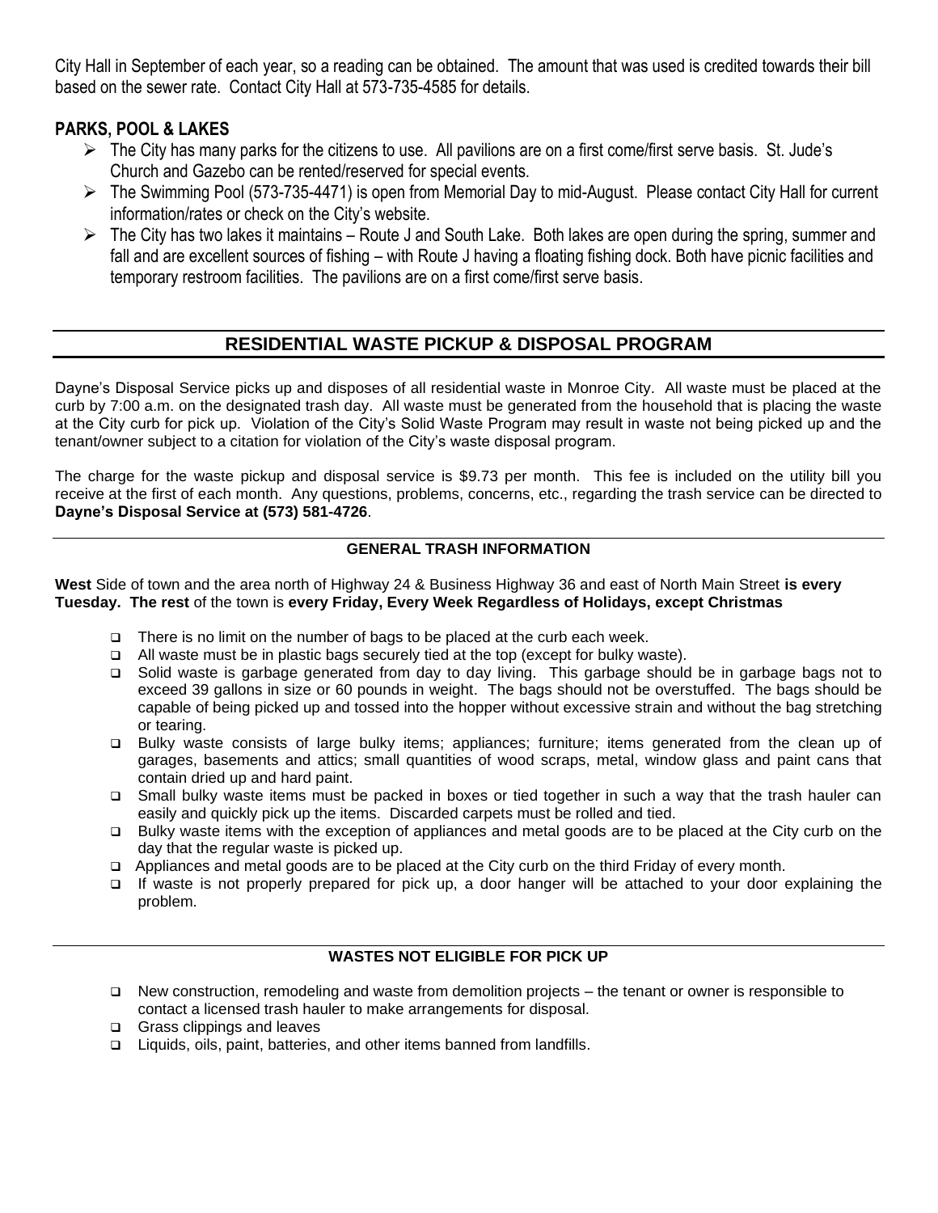City Hall in September of each year, so a reading can be obtained. The amount that was used is credited towards their bill based on the sewer rate. Contact City Hall at 573-735-4585 for details.

### PARKS, POOL & LAKES

- The City has many parks for the citizens to use. All pavilions are on a first come/first serve basis. St. Jude's Church and Gazebo can be rented/reserved for special events.
- The Swimming Pool (573-735-4471) is open from Memorial Day to mid-August. Please contact City Hall for current information/rates or check on the City's website.
- The City has two lakes it maintains – Route J and South Lake. Both lakes are open during the spring, summer and fall and are excellent sources of fishing – with Route J having a floating fishing dock. Both have picnic facilities and temporary restroom facilities. The pavilions are on a first come/first serve basis.

## RESIDENTIAL WASTE PICKUP & DISPOSAL PROGRAM

Dayne's Disposal Service picks up and disposes of all residential waste in Monroe City. All waste must be placed at the curb by 7:00 a.m. on the designated trash day. All waste must be generated from the household that is placing the waste at the City curb for pick up. Violation of the City's Solid Waste Program may result in waste not being picked up and the tenant/owner subject to a citation for violation of the City's waste disposal program.

The charge for the waste pickup and disposal service is $9.73 per month. This fee is included on the utility bill you receive at the first of each month. Any questions, problems, concerns, etc., regarding the trash service can be directed to **Dayne's Disposal Service at (573) 581-4726**.

### GENERAL TRASH INFORMATION

**West** Side of town and the area north of Highway 24 & Business Highway 36 and east of North Main Street **is every Tuesday. The rest** of the town is **every Friday, Every Week Regardless of Holidays, except Christmas**

- There is no limit on the number of bags to be placed at the curb each week.
- All waste must be in plastic bags securely tied at the top (except for bulky waste).
- Solid waste is garbage generated from day to day living. This garbage should be in garbage bags not to exceed 39 gallons in size or 60 pounds in weight. The bags should not be overstuffed. The bags should be capable of being picked up and tossed into the hopper without excessive strain and without the bag stretching or tearing.
- Bulky waste consists of large bulky items; appliances; furniture; items generated from the clean up of garages, basements and attics; small quantities of wood scraps, metal, window glass and paint cans that contain dried up and hard paint.
- Small bulky waste items must be packed in boxes or tied together in such a way that the trash hauler can easily and quickly pick up the items. Discarded carpets must be rolled and tied.
- Bulky waste items with the exception of appliances and metal goods are to be placed at the City curb on the day that the regular waste is picked up.
- Appliances and metal goods are to be placed at the City curb on the third Friday of every month.
- If waste is not properly prepared for pick up, a door hanger will be attached to your door explaining the problem.

### WASTES NOT ELIGIBLE FOR PICK UP

- New construction, remodeling and waste from demolition projects – the tenant or owner is responsible to contact a licensed trash hauler to make arrangements for disposal.
- Grass clippings and leaves
- Liquids, oils, paint, batteries, and other items banned from landfills.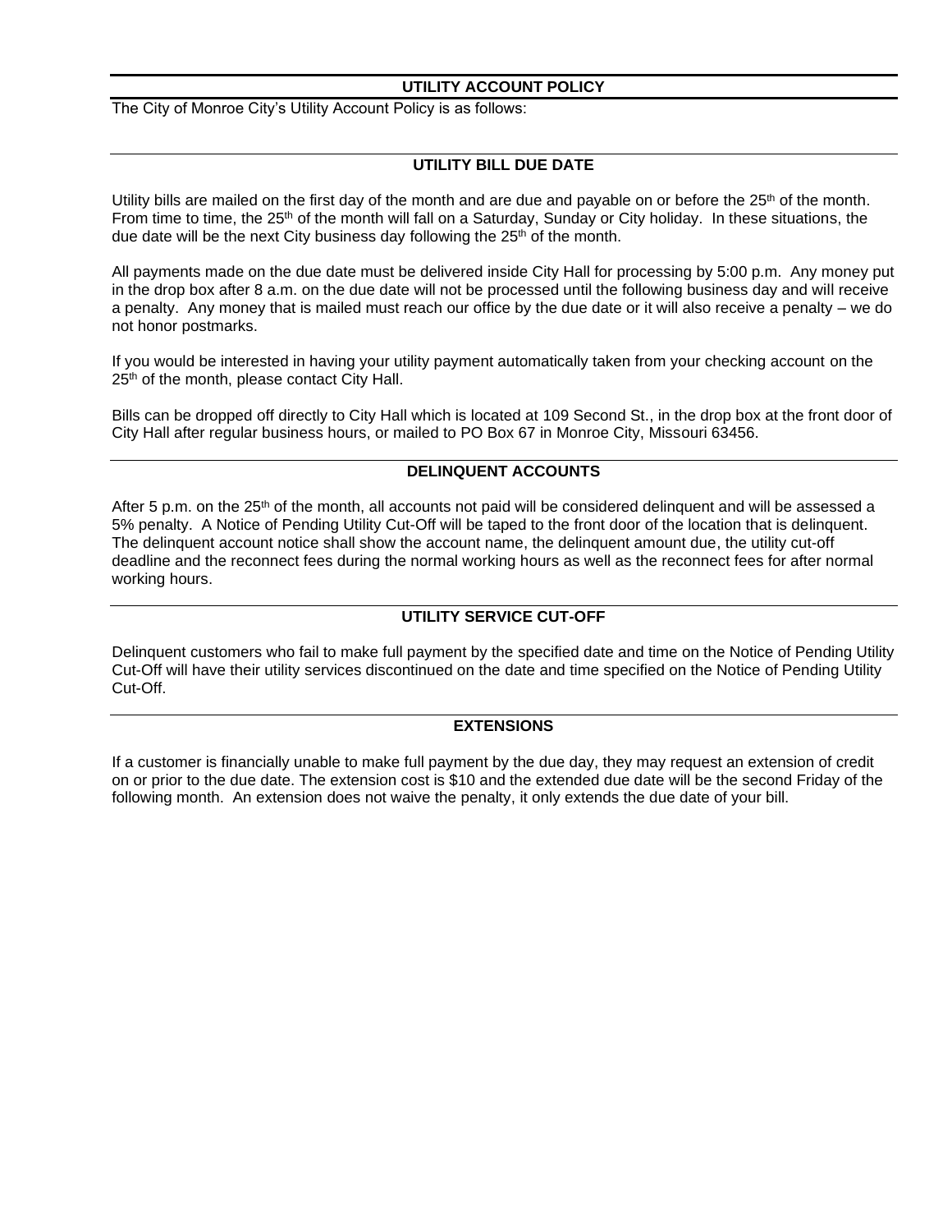## UTILITY ACCOUNT POLICY

The City of Monroe City's Utility Account Policy is as follows:

## UTILITY BILL DUE DATE

Utility bills are mailed on the first day of the month and are due and payable on or before the 25th of the month. From time to time, the 25th of the month will fall on a Saturday, Sunday or City holiday. In these situations, the due date will be the next City business day following the 25th of the month.

All payments made on the due date must be delivered inside City Hall for processing by 5:00 p.m. Any money put in the drop box after 8 a.m. on the due date will not be processed until the following business day and will receive a penalty. Any money that is mailed must reach our office by the due date or it will also receive a penalty – we do not honor postmarks.

If you would be interested in having your utility payment automatically taken from your checking account on the 25th of the month, please contact City Hall.

Bills can be dropped off directly to City Hall which is located at 109 Second St., in the drop box at the front door of City Hall after regular business hours, or mailed to PO Box 67 in Monroe City, Missouri 63456.

## DELINQUENT ACCOUNTS

After 5 p.m. on the 25th of the month, all accounts not paid will be considered delinquent and will be assessed a 5% penalty. A Notice of Pending Utility Cut-Off will be taped to the front door of the location that is delinquent. The delinquent account notice shall show the account name, the delinquent amount due, the utility cut-off deadline and the reconnect fees during the normal working hours as well as the reconnect fees for after normal working hours.

## UTILITY SERVICE CUT-OFF

Delinquent customers who fail to make full payment by the specified date and time on the Notice of Pending Utility Cut-Off will have their utility services discontinued on the date and time specified on the Notice of Pending Utility Cut-Off.

## EXTENSIONS

If a customer is financially unable to make full payment by the due day, they may request an extension of credit on or prior to the due date. The extension cost is $10 and the extended due date will be the second Friday of the following month. An extension does not waive the penalty, it only extends the due date of your bill.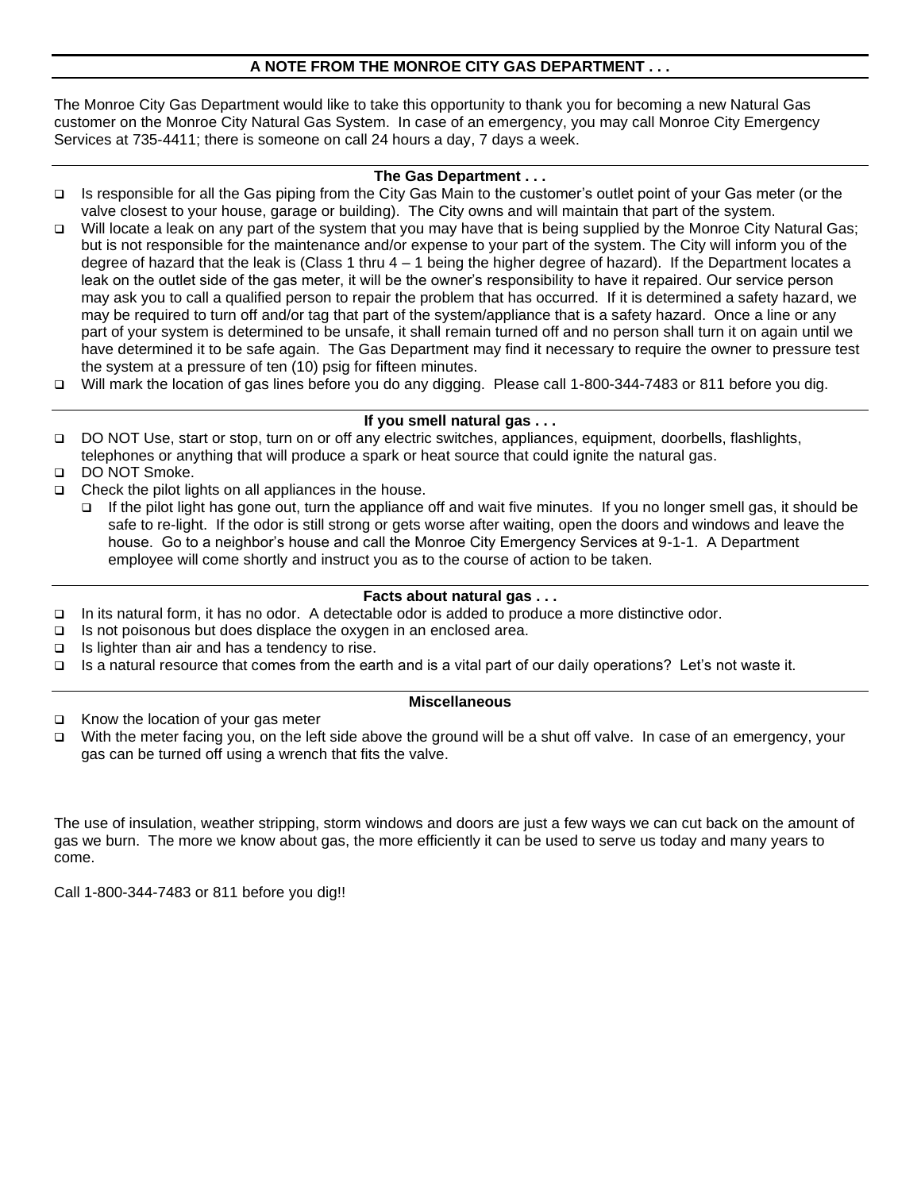## A NOTE FROM THE MONROE CITY GAS DEPARTMENT . . .

The Monroe City Gas Department would like to take this opportunity to thank you for becoming a new Natural Gas customer on the Monroe City Natural Gas System. In case of an emergency, you may call Monroe City Emergency Services at 735-4411; there is someone on call 24 hours a day, 7 days a week.

### The Gas Department . . .

- Is responsible for all the Gas piping from the City Gas Main to the customer's outlet point of your Gas meter (or the valve closest to your house, garage or building). The City owns and will maintain that part of the system.
- Will locate a leak on any part of the system that you may have that is being supplied by the Monroe City Natural Gas; but is not responsible for the maintenance and/or expense to your part of the system. The City will inform you of the degree of hazard that the leak is (Class 1 thru 4 – 1 being the higher degree of hazard). If the Department locates a leak on the outlet side of the gas meter, it will be the owner's responsibility to have it repaired. Our service person may ask you to call a qualified person to repair the problem that has occurred. If it is determined a safety hazard, we may be required to turn off and/or tag that part of the system/appliance that is a safety hazard. Once a line or any part of your system is determined to be unsafe, it shall remain turned off and no person shall turn it on again until we have determined it to be safe again. The Gas Department may find it necessary to require the owner to pressure test the system at a pressure of ten (10) psig for fifteen minutes.
- Will mark the location of gas lines before you do any digging. Please call 1-800-344-7483 or 811 before you dig.

### If you smell natural gas . . .

- DO NOT Use, start or stop, turn on or off any electric switches, appliances, equipment, doorbells, flashlights, telephones or anything that will produce a spark or heat source that could ignite the natural gas.
- DO NOT Smoke.
- Check the pilot lights on all appliances in the house.
  - If the pilot light has gone out, turn the appliance off and wait five minutes. If you no longer smell gas, it should be safe to re-light. If the odor is still strong or gets worse after waiting, open the doors and windows and leave the house. Go to a neighbor's house and call the Monroe City Emergency Services at 9-1-1. A Department employee will come shortly and instruct you as to the course of action to be taken.

### Facts about natural gas . . .

- In its natural form, it has no odor. A detectable odor is added to produce a more distinctive odor.
- Is not poisonous but does displace the oxygen in an enclosed area.
- Is lighter than air and has a tendency to rise.
- Is a natural resource that comes from the earth and is a vital part of our daily operations? Let's not waste it.

### Miscellaneous

- Know the location of your gas meter
- With the meter facing you, on the left side above the ground will be a shut off valve. In case of an emergency, your gas can be turned off using a wrench that fits the valve.

The use of insulation, weather stripping, storm windows and doors are just a few ways we can cut back on the amount of gas we burn. The more we know about gas, the more efficiently it can be used to serve us today and many years to come.

Call 1-800-344-7483 or 811 before you dig!!